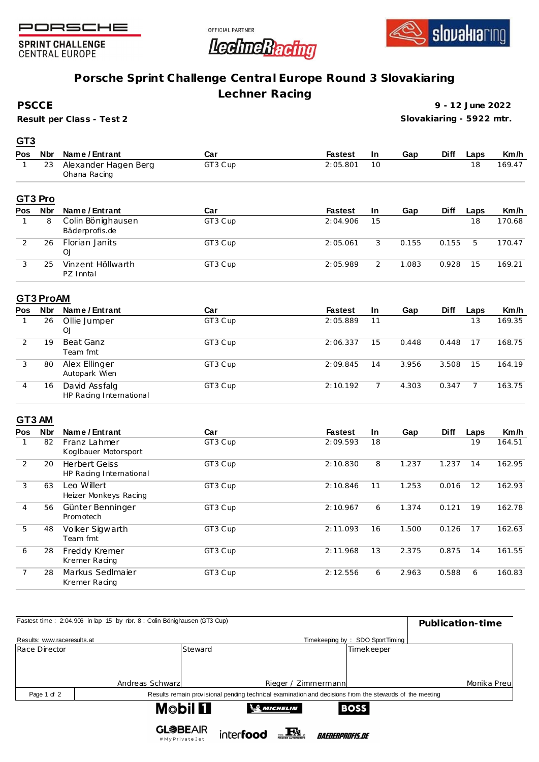PORSCHE

SPRINT CHALLENGE
CENTRAL EUROPE

OFFICIAL PARTNER

LechneRacing

slovakiaring

# Porsche Sprint Challenge Central Europe Round 3 Slovakiaring
## Lechner Racing

**PSCCE** — **9 - 12 June 2022**

**Result per Class - Test 2** — **Slovakiaring - 5922 mtr.**

### GT3

| Pos | Nbr | Name / Entrant | Car | Fastest | In | Gap | Diff | Laps | Km/h |
|---|---|---|---|---|---|---|---|---|---|
| 1 | 23 | Alexander Hagen Berg<br>Ohana Racing | GT3 Cup | 2:05.801 | 10 | | | 18 | 169.47 |

### GT3 Pro

| Pos | Nbr | Name / Entrant | Car | Fastest | In | Gap | Diff | Laps | Km/h |
|---|---|---|---|---|---|---|---|---|---|
| 1 | 8 | Colin Bönighausen<br>Bäderprofis.de | GT3 Cup | 2:04.906 | 15 | | | 18 | 170.68 |
| 2 | 26 | Florian Janits<br>OJ | GT3 Cup | 2:05.061 | 3 | 0.155 | 0.155 | 5 | 170.47 |
| 3 | 25 | Vinzent Höllwarth<br>PZ Inntal | GT3 Cup | 2:05.989 | 2 | 1.083 | 0.928 | 15 | 169.21 |

### GT3 ProAM

| Pos | Nbr | Name / Entrant | Car | Fastest | In | Gap | Diff | Laps | Km/h |
|---|---|---|---|---|---|---|---|---|---|
| 1 | 26 | Ollie Jumper<br>OJ | GT3 Cup | 2:05.889 | 11 | | | 13 | 169.35 |
| 2 | 19 | Beat Ganz<br>Team fmt | GT3 Cup | 2:06.337 | 15 | 0.448 | 0.448 | 17 | 168.75 |
| 3 | 80 | Alex Ellinger<br>Autopark Wien | GT3 Cup | 2:09.845 | 14 | 3.956 | 3.508 | 15 | 164.19 |
| 4 | 16 | David Assfalg<br>HP Racing International | GT3 Cup | 2:10.192 | 7 | 4.303 | 0.347 | 7 | 163.75 |

### GT3 AM

| Pos | Nbr | Name / Entrant | Car | Fastest | In | Gap | Diff | Laps | Km/h |
|---|---|---|---|---|---|---|---|---|---|
| 1 | 82 | Franz Lahmer<br>Koglbauer Motorsport | GT3 Cup | 2:09.593 | 18 | | | 19 | 164.51 |
| 2 | 20 | Herbert Geiss<br>HP Racing International | GT3 Cup | 2:10.830 | 8 | 1.237 | 1.237 | 14 | 162.95 |
| 3 | 63 | Leo Willert<br>Heizer Monkeys Racing | GT3 Cup | 2:10.846 | 11 | 1.253 | 0.016 | 12 | 162.93 |
| 4 | 56 | Günter Benninger<br>Promotech | GT3 Cup | 2:10.967 | 6 | 1.374 | 0.121 | 19 | 162.78 |
| 5 | 48 | Volker Sigwarth<br>Team fmt | GT3 Cup | 2:11.093 | 16 | 1.500 | 0.126 | 17 | 162.63 |
| 6 | 28 | Freddy Kremer<br>Kremer Racing | GT3 Cup | 2:11.968 | 13 | 2.375 | 0.875 | 14 | 161.55 |
| 7 | 28 | Markus Sedlmaier<br>Kremer Racing | GT3 Cup | 2:12.556 | 6 | 2.963 | 0.588 | 6 | 160.83 |

Fastest time : 2:04.906 in lap 15 by nbr. 8 : Colin Bönighausen (GT3 Cup)

**Publication-time**

Results: www.raceresults.at

Timekeeping by : SDO SportTiming

| Race Director | Steward | Timekeeper |
|---|---|---|
| Andreas Schwarz | Rieger / Zimmermann | Monika Preu |

Results remain provisional pending technical examination and decisions from the stewards of the meeting

Mobil 1 — MICHELIN — BOSS — GLOBEAIR #MyPrivateJet — interfood — FA Fischer Automotive — BAEDERPROFIS.DE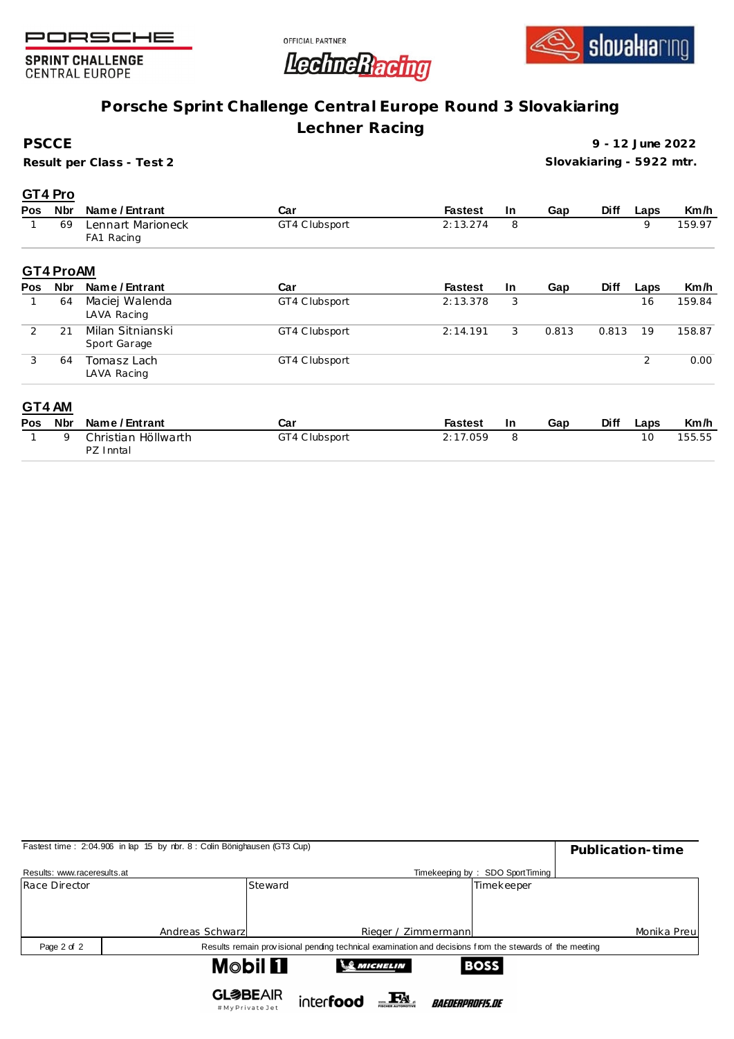PORSCHE
SPRINT CHALLENGE
CENTRAL EUROPE

OFFICIAL PARTNER
LechneRacing

slovakiaring

# Porsche Sprint Challenge Central Europe Round 3 Slovakiaring
## Lechner Racing

**PSCCE** — **9 - 12 June 2022**

**Result per Class - Test 2** — **Slovakiaring - 5922 mtr.**

### GT4 Pro

| Pos | Nbr | Name / Entrant | Car | Fastest | In | Gap | Diff | Laps | Km/h |
|---|---|---|---|---|---|---|---|---|---|
| 1 | 69 | Lennart Marioneck<br>FA1 Racing | GT4 Clubsport | 2:13.274 | 8 | | | 9 | 159.97 |

### GT4 ProAM

| Pos | Nbr | Name / Entrant | Car | Fastest | In | Gap | Diff | Laps | Km/h |
|---|---|---|---|---|---|---|---|---|---|
| 1 | 64 | Maciej Walenda<br>LAVA Racing | GT4 Clubsport | 2:13.378 | 3 | | | 16 | 159.84 |
| 2 | 21 | Milan Sitnianski<br>Sport Garage | GT4 Clubsport | 2:14.191 | 3 | 0.813 | 0.813 | 19 | 158.87 |
| 3 | 64 | Tomasz Lach<br>LAVA Racing | GT4 Clubsport | | | | | 2 | 0.00 |

### GT4 AM

| Pos | Nbr | Name / Entrant | Car | Fastest | In | Gap | Diff | Laps | Km/h |
|---|---|---|---|---|---|---|---|---|---|
| 1 | 9 | Christian Höllwarth<br>PZ Inntal | GT4 Clubsport | 2:17.059 | 8 | | | 10 | 155.55 |

Fastest time : 2:04.906 in lap 15 by nbr. 8 : Colin Bönighausen (GT3 Cup)

**Publication-time**

Results: www.raceresults.at

Timekeeping by : SDO SportTiming

| Race Director | Steward | Timekeeper |
|---|---|---|
| Andreas Schwarz | Rieger / Zimmermann | Monika Preu |

Results remain provisional pending technical examination and decisions from the stewards of the meeting

Mobil 1 · MICHELIN · BOSS · GLOBEAIR #MyPrivateJet · interfood · FA FISCHER AUTOMOTIVE · BAEDERPROFIS.DE